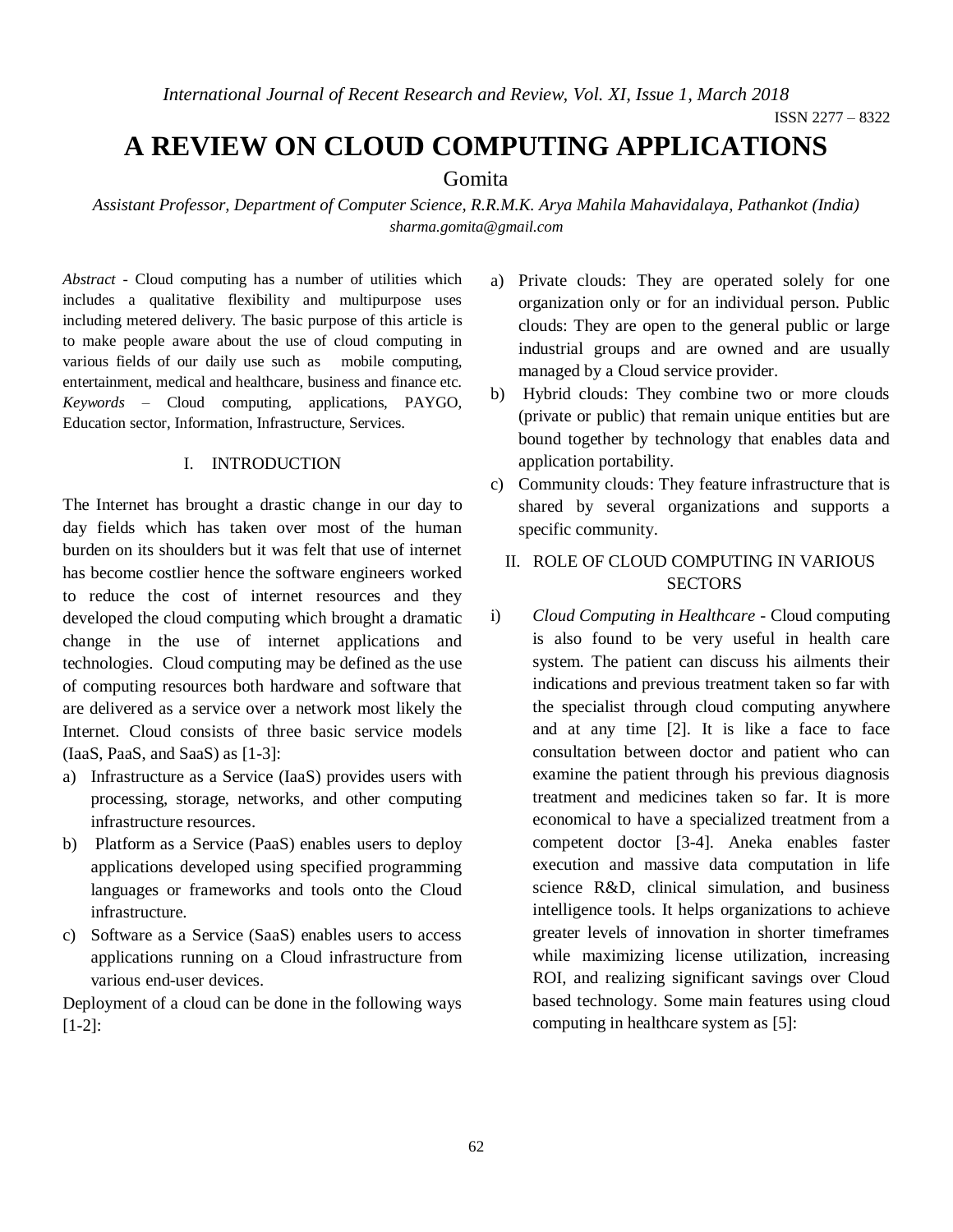# A REVIEW ON CLOUD COMPUTING APPLICATIONS

Gomita

*Assistant Professor, Department of Computer Science, R.R.M.K. Arya Mahila Mahavidalaya, Pathankot (India)*
*sharma.gomita@gmail.com*

*Abstract* - Cloud computing has a number of utilities which includes a qualitative flexibility and multipurpose uses including metered delivery. The basic purpose of this article is to make people aware about the use of cloud computing in various fields of our daily use such as mobile computing, entertainment, medical and healthcare, business and finance etc.

*Keywords* – Cloud computing, applications, PAYGO, Education sector, Information, Infrastructure, Services.

## I. INTRODUCTION

The Internet has brought a drastic change in our day to day fields which has taken over most of the human burden on its shoulders but it was felt that use of internet has become costlier hence the software engineers worked to reduce the cost of internet resources and they developed the cloud computing which brought a dramatic change in the use of internet applications and technologies. Cloud computing may be defined as the use of computing resources both hardware and software that are delivered as a service over a network most likely the Internet. Cloud consists of three basic service models (IaaS, PaaS, and SaaS) as [1-3]:

a) Infrastructure as a Service (IaaS) provides users with processing, storage, networks, and other computing infrastructure resources.
b) Platform as a Service (PaaS) enables users to deploy applications developed using specified programming languages or frameworks and tools onto the Cloud infrastructure.
c) Software as a Service (SaaS) enables users to access applications running on a Cloud infrastructure from various end-user devices.

Deployment of a cloud can be done in the following ways [1-2]:

a) Private clouds: They are operated solely for one organization only or for an individual person. Public clouds: They are open to the general public or large industrial groups and are owned and are usually managed by a Cloud service provider.
b) Hybrid clouds: They combine two or more clouds (private or public) that remain unique entities but are bound together by technology that enables data and application portability.
c) Community clouds: They feature infrastructure that is shared by several organizations and supports a specific community.

## II. ROLE OF CLOUD COMPUTING IN VARIOUS SECTORS

i) *Cloud Computing in Healthcare* - Cloud computing is also found to be very useful in health care system. The patient can discuss his ailments their indications and previous treatment taken so far with the specialist through cloud computing anywhere and at any time [2]. It is like a face to face consultation between doctor and patient who can examine the patient through his previous diagnosis treatment and medicines taken so far. It is more economical to have a specialized treatment from a competent doctor [3-4]. Aneka enables faster execution and massive data computation in life science R&D, clinical simulation, and business intelligence tools. It helps organizations to achieve greater levels of innovation in shorter timeframes while maximizing license utilization, increasing ROI, and realizing significant savings over Cloud based technology. Some main features using cloud computing in healthcare system as [5]: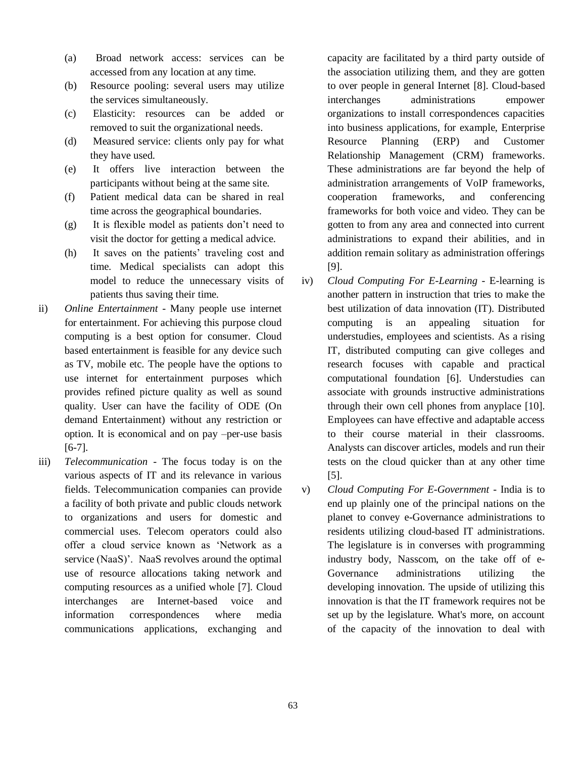(a) Broad network access: services can be accessed from any location at any time.

(b) Resource pooling: several users may utilize the services simultaneously.

(c) Elasticity: resources can be added or removed to suit the organizational needs.

(d) Measured service: clients only pay for what they have used.

(e) It offers live interaction between the participants without being at the same site.

(f) Patient medical data can be shared in real time across the geographical boundaries.

(g) It is flexible model as patients don't need to visit the doctor for getting a medical advice.

(h) It saves on the patients' traveling cost and time. Medical specialists can adopt this model to reduce the unnecessary visits of patients thus saving their time.

ii) *Online Entertainment* - Many people use internet for entertainment. For achieving this purpose cloud computing is a best option for consumer. Cloud based entertainment is feasible for any device such as TV, mobile etc. The people have the options to use internet for entertainment purposes which provides refined picture quality as well as sound quality. User can have the facility of ODE (On demand Entertainment) without any restriction or option. It is economical and on pay –per-use basis [6-7].

iii) *Telecommunication* - The focus today is on the various aspects of IT and its relevance in various fields. Telecommunication companies can provide a facility of both private and public clouds network to organizations and users for domestic and commercial uses. Telecom operators could also offer a cloud service known as 'Network as a service (NaaS)'. NaaS revolves around the optimal use of resource allocations taking network and computing resources as a unified whole [7]. Cloud interchanges are Internet-based voice and information correspondences where media communications applications, exchanging and capacity are facilitated by a third party outside of the association utilizing them, and they are gotten to over people in general Internet [8]. Cloud-based interchanges administrations empower organizations to install correspondences capacities into business applications, for example, Enterprise Resource Planning (ERP) and Customer Relationship Management (CRM) frameworks. These administrations are far beyond the help of administration arrangements of VoIP frameworks, cooperation frameworks, and conferencing frameworks for both voice and video. They can be gotten to from any area and connected into current administrations to expand their abilities, and in addition remain solitary as administration offerings [9].

iv) *Cloud Computing For E-Learning* - E-learning is another pattern in instruction that tries to make the best utilization of data innovation (IT). Distributed computing is an appealing situation for understudies, employees and scientists. As a rising IT, distributed computing can give colleges and research focuses with capable and practical computational foundation [6]. Understudies can associate with grounds instructive administrations through their own cell phones from anyplace [10]. Employees can have effective and adaptable access to their course material in their classrooms. Analysts can discover articles, models and run their tests on the cloud quicker than at any other time [5].

v) *Cloud Computing For E-Government* - India is to end up plainly one of the principal nations on the planet to convey e-Governance administrations to residents utilizing cloud-based IT administrations. The legislature is in converses with programming industry body, Nasscom, on the take off of e-Governance administrations utilizing the developing innovation. The upside of utilizing this innovation is that the IT framework requires not be set up by the legislature. What's more, on account of the capacity of the innovation to deal with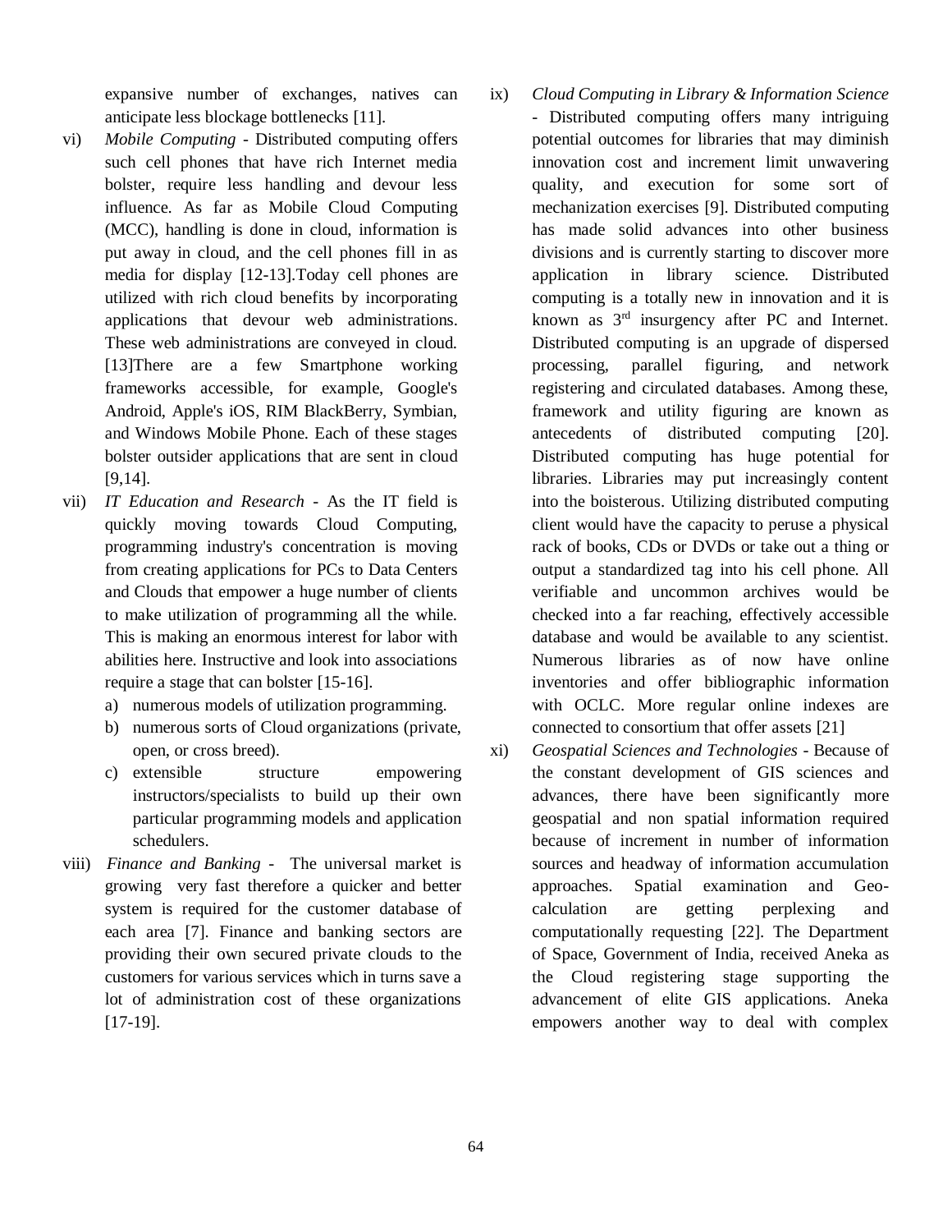expansive number of exchanges, natives can anticipate less blockage bottlenecks [11].

vi) *Mobile Computing* - Distributed computing offers such cell phones that have rich Internet media bolster, require less handling and devour less influence. As far as Mobile Cloud Computing (MCC), handling is done in cloud, information is put away in cloud, and the cell phones fill in as media for display [12-13].Today cell phones are utilized with rich cloud benefits by incorporating applications that devour web administrations. These web administrations are conveyed in cloud. [13]There are a few Smartphone working frameworks accessible, for example, Google's Android, Apple's iOS, RIM BlackBerry, Symbian, and Windows Mobile Phone. Each of these stages bolster outsider applications that are sent in cloud [9,14].

vii) *IT Education and Research* - As the IT field is quickly moving towards Cloud Computing, programming industry's concentration is moving from creating applications for PCs to Data Centers and Clouds that empower a huge number of clients to make utilization of programming all the while. This is making an enormous interest for labor with abilities here. Instructive and look into associations require a stage that can bolster [15-16].

   a) numerous models of utilization programming.
   b) numerous sorts of Cloud organizations (private, open, or cross breed).
   c) extensible structure empowering instructors/specialists to build up their own particular programming models and application schedulers.

viii) *Finance and Banking* - The universal market is growing very fast therefore a quicker and better system is required for the customer database of each area [7]. Finance and banking sectors are providing their own secured private clouds to the customers for various services which in turns save a lot of administration cost of these organizations [17-19].

ix) *Cloud Computing in Library & Information Science* - Distributed computing offers many intriguing potential outcomes for libraries that may diminish innovation cost and increment limit unwavering quality, and execution for some sort of mechanization exercises [9]. Distributed computing has made solid advances into other business divisions and is currently starting to discover more application in library science. Distributed computing is a totally new in innovation and it is known as 3rd insurgency after PC and Internet. Distributed computing is an upgrade of dispersed processing, parallel figuring, and network registering and circulated databases. Among these, framework and utility figuring are known as antecedents of distributed computing [20]. Distributed computing has huge potential for libraries. Libraries may put increasingly content into the boisterous. Utilizing distributed computing client would have the capacity to peruse a physical rack of books, CDs or DVDs or take out a thing or output a standardized tag into his cell phone. All verifiable and uncommon archives would be checked into a far reaching, effectively accessible database and would be available to any scientist. Numerous libraries as of now have online inventories and offer bibliographic information with OCLC. More regular online indexes are connected to consortium that offer assets [21]

xi) *Geospatial Sciences and Technologies* - Because of the constant development of GIS sciences and advances, there have been significantly more geospatial and non spatial information required because of increment in number of information sources and headway of information accumulation approaches. Spatial examination and Geo-calculation are getting perplexing and computationally requesting [22]. The Department of Space, Government of India, received Aneka as the Cloud registering stage supporting the advancement of elite GIS applications. Aneka empowers another way to deal with complex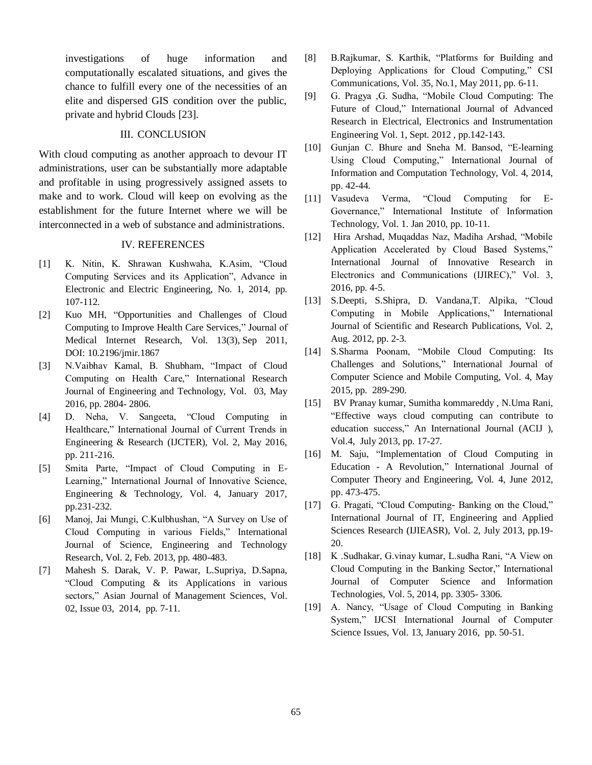investigations of huge information and computationally escalated situations, and gives the chance to fulfill every one of the necessities of an elite and dispersed GIS condition over the public, private and hybrid Clouds [23].

## III. CONCLUSION

With cloud computing as another approach to devour IT administrations, user can be substantially more adaptable and profitable in using progressively assigned assets to make and to work. Cloud will keep on evolving as the establishment for the future Internet where we will be interconnected in a web of substance and administrations.

## IV. REFERENCES

[1] K. Nitin, K. Shrawan Kushwaha, K.Asim, "Cloud Computing Services and its Application", Advance in Electronic and Electric Engineering, No. 1, 2014, pp. 107-112.

[2] Kuo MH, "Opportunities and Challenges of Cloud Computing to Improve Health Care Services," Journal of Medical Internet Research, Vol. 13(3), Sep 2011, DOI: 10.2196/jmir.1867

[3] N.Vaibhav Kamal, B. Shubham, "Impact of Cloud Computing on Health Care," International Research Journal of Engineering and Technology, Vol. 03, May 2016, pp. 2804- 2806.

[4] D. Neha, V. Sangeeta, "Cloud Computing in Healthcare," International Journal of Current Trends in Engineering & Research (IJCTER), Vol. 2, May 2016, pp. 211-216.

[5] Smita Parte, "Impact of Cloud Computing in E-Learning," International Journal of Innovative Science, Engineering & Technology, Vol. 4, January 2017, pp.231-232.

[6] Manoj, Jai Mungi, C.Kulbhushan, "A Survey on Use of Cloud Computing in various Fields," International Journal of Science, Engineering and Technology Research, Vol. 2, Feb. 2013, pp. 480-483.

[7] Mahesh S. Darak, V. P. Pawar, L.Supriya, D.Sapna, "Cloud Computing & its Applications in various sectors," Asian Journal of Management Sciences, Vol. 02, Issue 03, 2014, pp. 7-11.

[8] B.Rajkumar, S. Karthik, "Platforms for Building and Deploying Applications for Cloud Computing," CSI Communications, Vol. 35, No.1, May 2011, pp. 6-11.

[9] G. Pragya ,G. Sudha, "Mobile Cloud Computing: The Future of Cloud," International Journal of Advanced Research in Electrical, Electronics and Instrumentation Engineering Vol. 1, Sept. 2012 , pp.142-143.

[10] Gunjan C. Bhure and Sneha M. Bansod, "E-learning Using Cloud Computing," International Journal of Information and Computation Technology, Vol. 4, 2014, pp. 42-44.

[11] Vasudeva Verma, "Cloud Computing for E-Governance," International Institute of Information Technology, Vol. 1. Jan 2010, pp. 10-11.

[12] Hira Arshad, Muqaddas Naz, Madiha Arshad, "Mobile Application Accelerated by Cloud Based Systems," International Journal of Innovative Research in Electronics and Communications (IJIREC)," Vol. 3, 2016, pp. 4-5.

[13] S.Deepti, S.Shipra, D. Vandana,T. Alpika, "Cloud Computing in Mobile Applications," International Journal of Scientific and Research Publications, Vol. 2, Aug. 2012, pp. 2-3.

[14] S.Sharma Poonam, "Mobile Cloud Computing: Its Challenges and Solutions," International Journal of Computer Science and Mobile Computing, Vol. 4, May 2015, pp. 289-290.

[15] BV Pranay kumar, Sumitha kommareddy , N.Uma Rani, "Effective ways cloud computing can contribute to education success," An International Journal (ACIJ ), Vol.4, July 2013, pp. 17-27.

[16] M. Saju, "Implementation of Cloud Computing in Education - A Revolution," International Journal of Computer Theory and Engineering, Vol. 4, June 2012, pp. 473-475.

[17] G. Pragati, "Cloud Computing- Banking on the Cloud," International Journal of IT, Engineering and Applied Sciences Research (IJIEASR), Vol. 2, July 2013, pp.19-20.

[18] K .Sudhakar, G.vinay kumar, L.sudha Rani, "A View on Cloud Computing in the Banking Sector," International Journal of Computer Science and Information Technologies, Vol. 5, 2014, pp. 3305- 3306.

[19] A. Nancy, "Usage of Cloud Computing in Banking System," IJCSI International Journal of Computer Science Issues, Vol. 13, January 2016, pp. 50-51.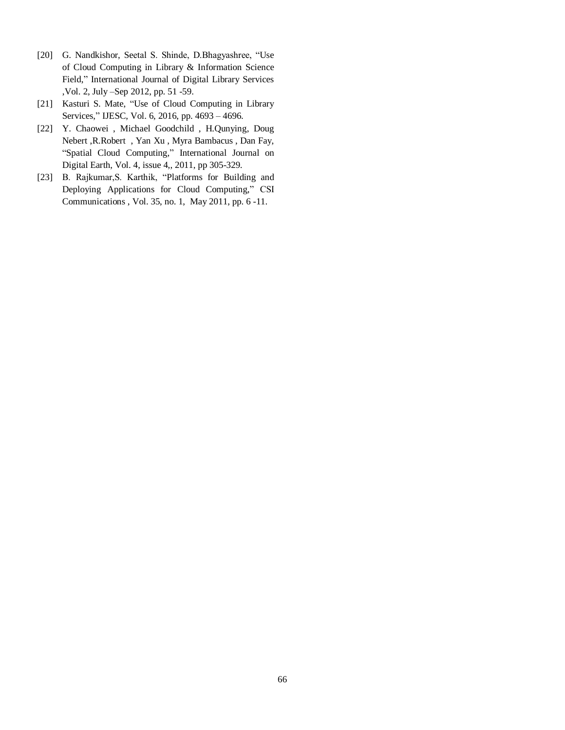[20] G. Nandkishor, Seetal S. Shinde, D.Bhagyashree, "Use of Cloud Computing in Library & Information Science Field," International Journal of Digital Library Services ,Vol. 2, July –Sep 2012, pp. 51 -59.

[21] Kasturi S. Mate, "Use of Cloud Computing in Library Services," IJESC, Vol. 6, 2016, pp. 4693 – 4696.

[22] Y. Chaowei , Michael Goodchild , H.Qunying, Doug Nebert ,R.Robert , Yan Xu , Myra Bambacus , Dan Fay, "Spatial Cloud Computing," International Journal on Digital Earth, Vol. 4, issue 4,, 2011, pp 305-329.

[23] B. Rajkumar,S. Karthik, "Platforms for Building and Deploying Applications for Cloud Computing," CSI Communications , Vol. 35, no. 1, May 2011, pp. 6 -11.